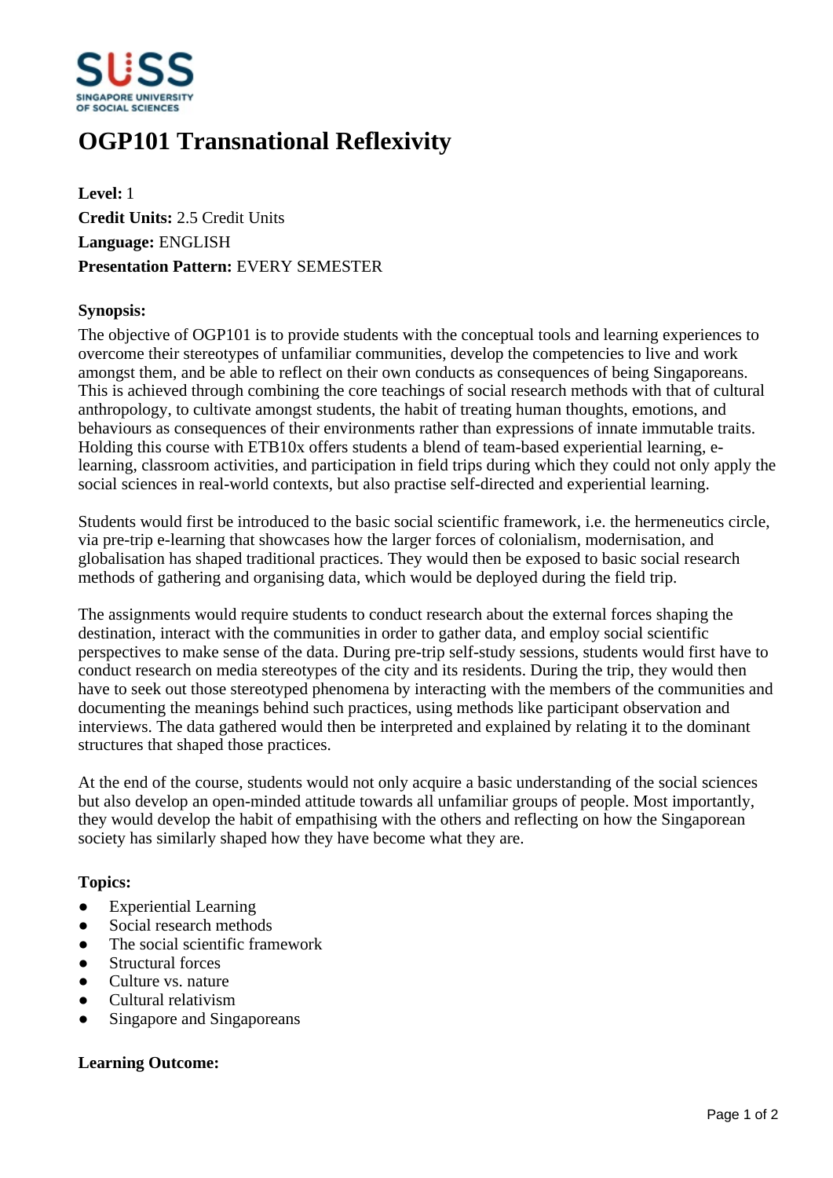# OGP101 Transnational Reflexivity

**Level:** 1
**Credit Units:** 2.5 Credit Units
**Language:** ENGLISH
**Presentation Pattern:** EVERY SEMESTER

**Synopsis:**

The objective of OGP101 is to provide students with the conceptual tools and learning experiences to overcome their stereotypes of unfamiliar communities, develop the competencies to live and work amongst them, and be able to reflect on their own conducts as consequences of being Singaporeans. This is achieved through combining the core teachings of social research methods with that of cultural anthropology, to cultivate amongst students, the habit of treating human thoughts, emotions, and behaviours as consequences of their environments rather than expressions of innate immutable traits. Holding this course with ETB10x offers students a blend of team-based experiential learning, e-learning, classroom activities, and participation in field trips during which they could not only apply the social sciences in real-world contexts, but also practise self-directed and experiential learning.

Students would first be introduced to the basic social scientific framework, i.e. the hermeneutics circle, via pre-trip e-learning that showcases how the larger forces of colonialism, modernisation, and globalisation has shaped traditional practices. They would then be exposed to basic social research methods of gathering and organising data, which would be deployed during the field trip.

The assignments would require students to conduct research about the external forces shaping the destination, interact with the communities in order to gather data, and employ social scientific perspectives to make sense of the data. During pre-trip self-study sessions, students would first have to conduct research on media stereotypes of the city and its residents. During the trip, they would then have to seek out those stereotyped phenomena by interacting with the members of the communities and documenting the meanings behind such practices, using methods like participant observation and interviews. The data gathered would then be interpreted and explained by relating it to the dominant structures that shaped those practices.

At the end of the course, students would not only acquire a basic understanding of the social sciences but also develop an open-minded attitude towards all unfamiliar groups of people. Most importantly, they would develop the habit of empathising with the others and reflecting on how the Singaporean society has similarly shaped how they have become what they are.

**Topics:**

- Experiential Learning
- Social research methods
- The social scientific framework
- Structural forces
- Culture vs. nature
- Cultural relativism
- Singapore and Singaporeans

**Learning Outcome:**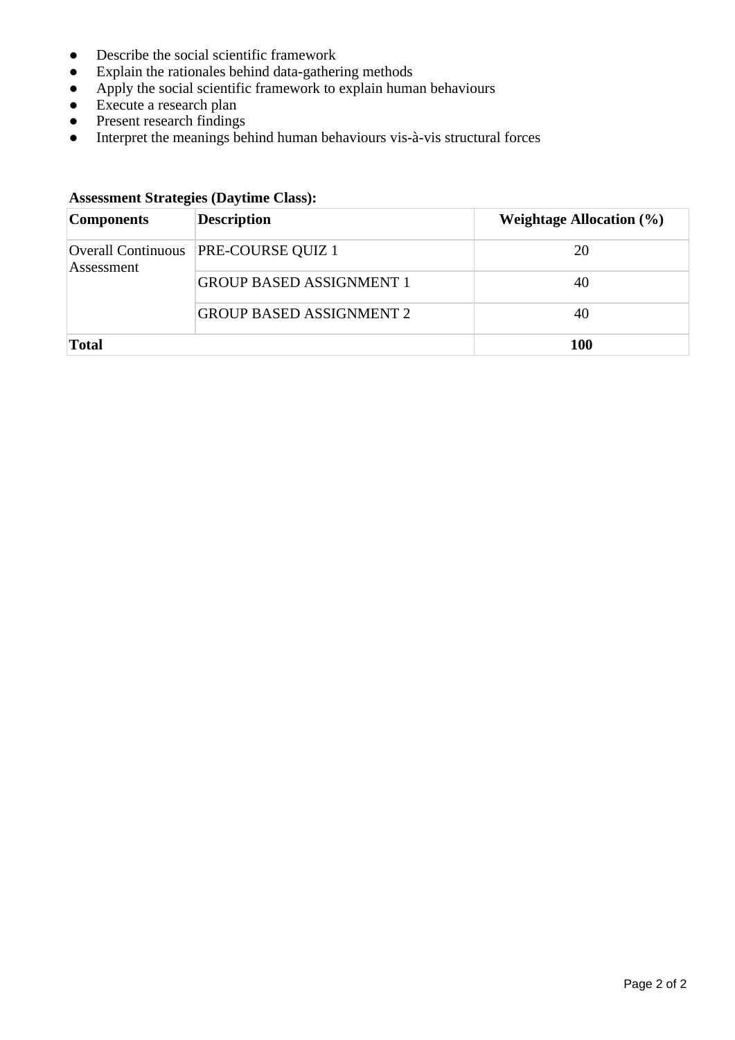- Describe the social scientific framework
- Explain the rationales behind data-gathering methods
- Apply the social scientific framework to explain human behaviours
- Execute a research plan
- Present research findings
- Interpret the meanings behind human behaviours vis-à-vis structural forces

**Assessment Strategies (Daytime Class):**

| **Components** | **Description** | **Weightage Allocation (%)** |
|---|---|---|
| Overall Continuous Assessment | PRE-COURSE QUIZ 1 | 20 |
| | GROUP BASED ASSIGNMENT 1 | 40 |
| | GROUP BASED ASSIGNMENT 2 | 40 |
| **Total** | | **100** |